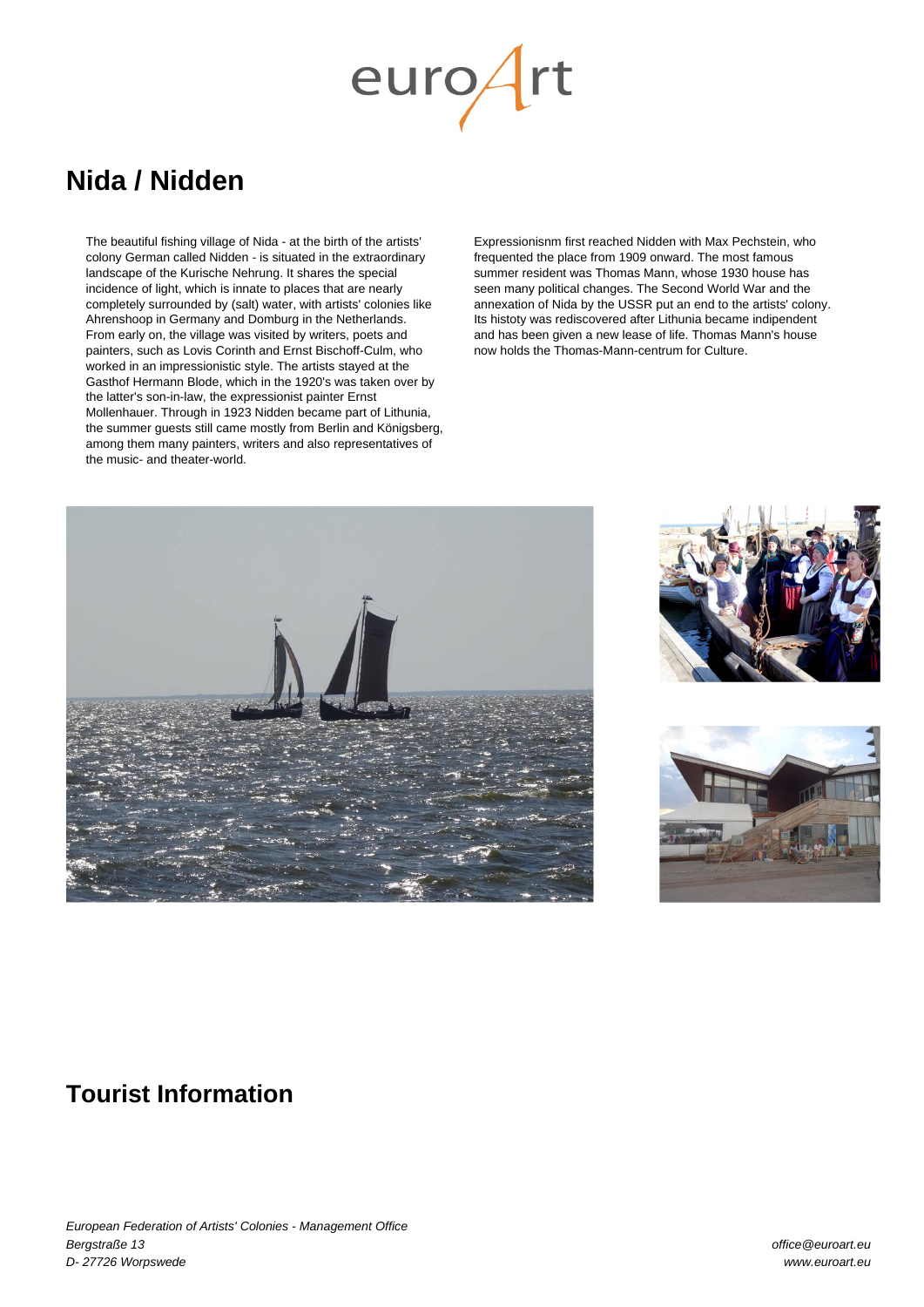# Nida / Nidden

The beautiful fishing village of Nida - at the birth of the artists' colony German called Nidden - is situated in the extraordinary landscape of the Kurische Nehrung. It shares the special incidence of light, which is innate to places that are nearly completely surrounded by (salt) water, with artists' colonies like Ahrenshoop in Germany and Domburg in the Netherlands. From early on, the village was visited by writers, poets and painters, such as Lovis Corinth and Ernst Bischoff-Culm, who worked in an impressionistic style. The artists stayed at the Gasthof Hermann Blode, which in the 1920's was taken over by the latter's son-in-law, the expressionist painter Ernst Mollenhauer. Through in 1923 Nidden became part of Lithunia, the summer guests still came mostly from Berlin and Königsberg, among them many painters, writers and also representatives of the music- and theater-world.

Expressionisnm first reached Nidden with Max Pechstein, who frequented the place from 1909 onward. The most famous summer resident was Thomas Mann, whose 1930 house has seen many political changes. The Second World War and the annexation of Nida by the USSR put an end to the artists' colony. Its histoty was rediscovered after Lithunia became indipendent and has been given a new lease of life. Thomas Mann's house now holds the Thomas-Mann-centrum for Culture.

## Tourist Information

*European Federation of Artists' Colonies - Management Office*
*Bergstraße 13*
*D- 27726 Worpswede*

*office@euroart.eu*
*www.euroart.eu*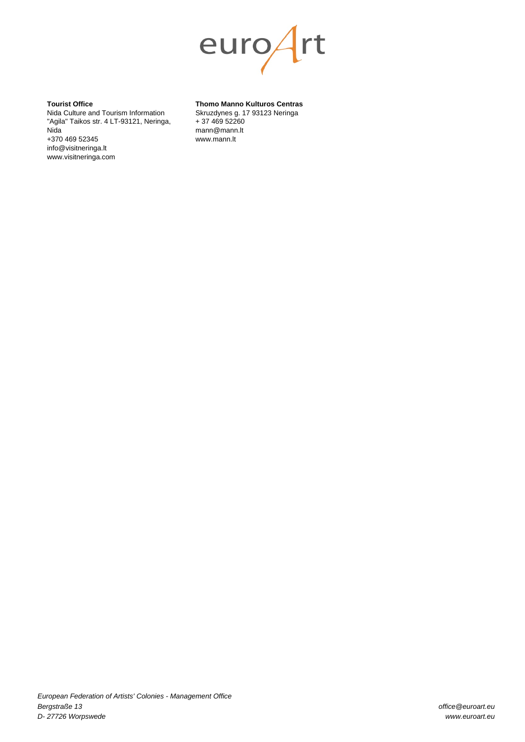**Tourist Office**
Nida Culture and Tourism Information
"Agila" Taikos str. 4 LT-93121, Neringa, Nida
+370 469 52345
info@visitneringa.lt
www.visitneringa.com

**Thomo Manno Kulturos Centras**
Skruzdynes g. 17 93123 Neringa
+ 37 469 52260
mann@mann.lt
www.mann.lt